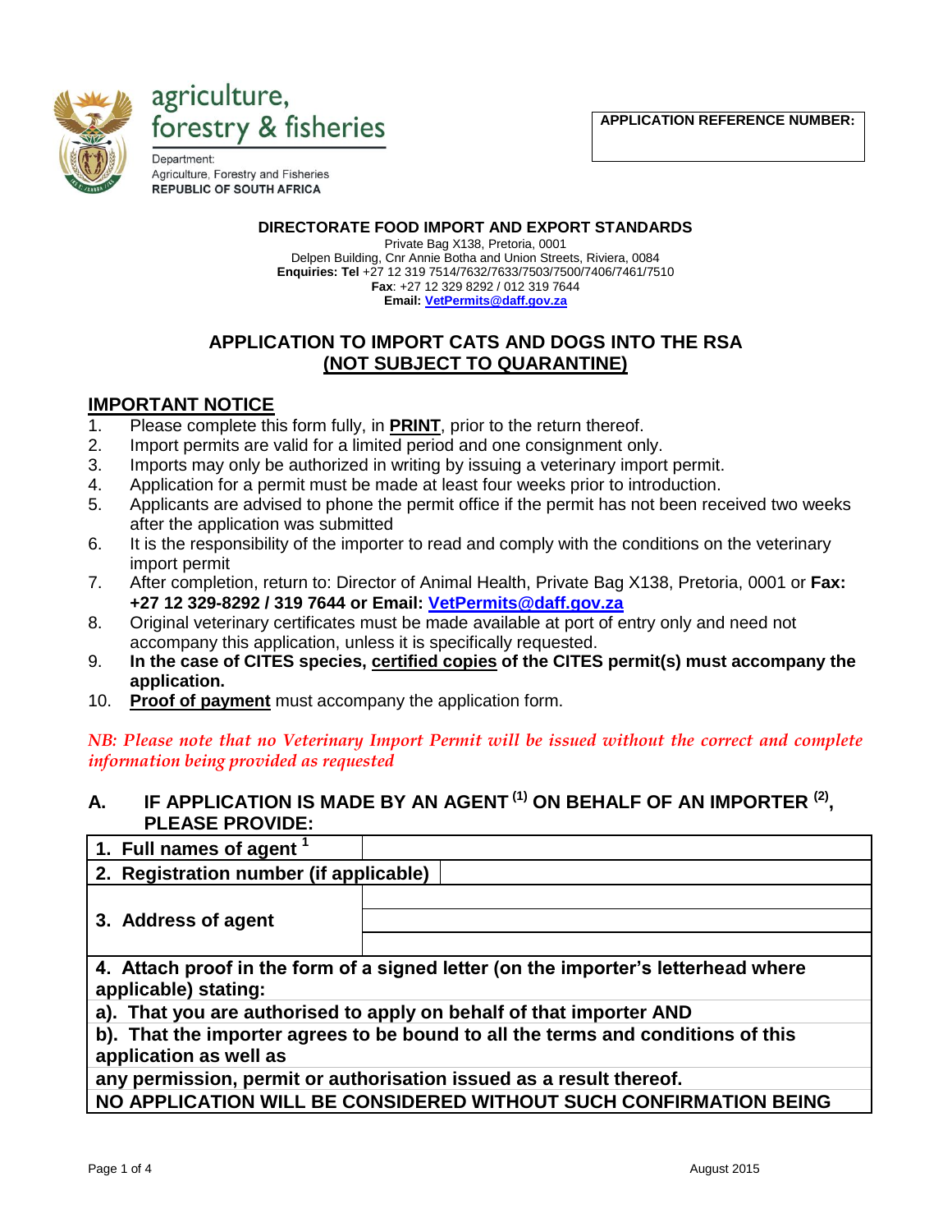agriculture, forestry & fisheries

Department: Agriculture, Forestry and Fisheries
REPUBLIC OF SOUTH AFRICA

| APPLICATION REFERENCE NUMBER: |
|---|
| |

**DIRECTORATE FOOD IMPORT AND EXPORT STANDARDS**
Private Bag X138, Pretoria, 0001
Delpen Building, Cnr Annie Botha and Union Streets, Riviera, 0084
**Enquiries: Tel** +27 12 319 7514/7632/7633/7503/7500/7406/7461/7510
**Fax**: +27 12 329 8292 / 012 319 7644
**Email: VetPermits@daff.gov.za**

## APPLICATION TO IMPORT CATS AND DOGS INTO THE RSA (NOT SUBJECT TO QUARANTINE)

### IMPORTANT NOTICE

1. Please complete this form fully, in **PRINT**, prior to the return thereof.
2. Import permits are valid for a limited period and one consignment only.
3. Imports may only be authorized in writing by issuing a veterinary import permit.
4. Application for a permit must be made at least four weeks prior to introduction.
5. Applicants are advised to phone the permit office if the permit has not been received two weeks after the application was submitted
6. It is the responsibility of the importer to read and comply with the conditions on the veterinary import permit
7. After completion, return to: Director of Animal Health, Private Bag X138, Pretoria, 0001 or **Fax: +27 12 329-8292 / 319 7644 or Email: VetPermits@daff.gov.za**
8. Original veterinary certificates must be made available at port of entry only and need not accompany this application, unless it is specifically requested.
9. **In the case of CITES species, certified copies of the CITES permit(s) must accompany the application.**
10. **Proof of payment** must accompany the application form.

*NB: Please note that no Veterinary Import Permit will be issued without the correct and complete information being provided as requested*

### A. IF APPLICATION IS MADE BY AN AGENT [(1)] ON BEHALF OF AN IMPORTER [(2)], PLEASE PROVIDE:

| | |
|---|---|
| **1. Full names of agent** [1] | |
| **2. Registration number (if applicable)** | |
| **3. Address of agent** | |
| | |
| | |
| **4. Attach proof in the form of a signed letter (on the importer's letterhead where applicable) stating:** | |
| **a). That you are authorised to apply on behalf of that importer AND** | |
| **b). That the importer agrees to be bound to all the terms and conditions of this application as well as** | |
| **any permission, permit or authorisation issued as a result thereof.** | |
| **NO APPLICATION WILL BE CONSIDERED WITHOUT SUCH CONFIRMATION BEING** | |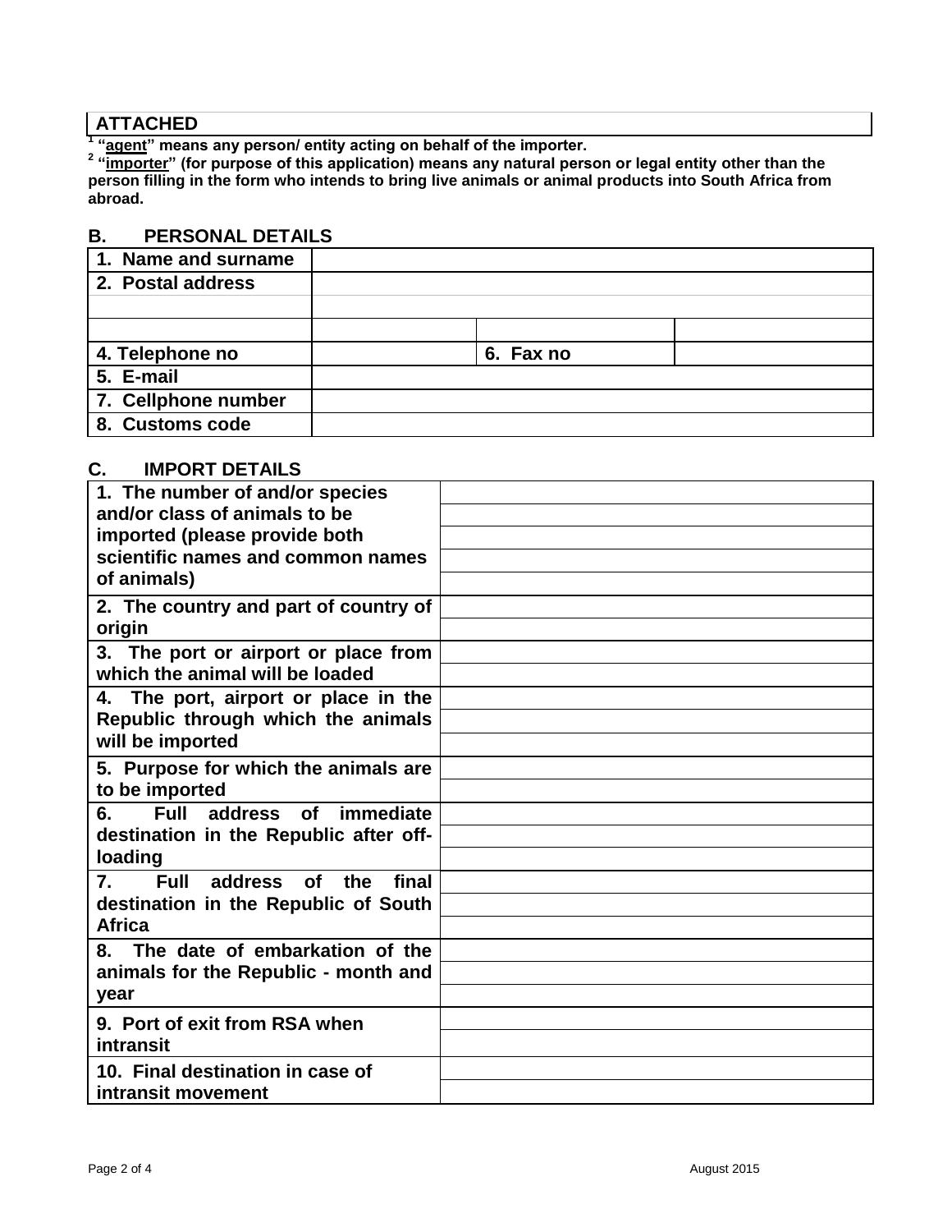| ATTACHED |
|---|

[1] "agent" means any person/ entity acting on behalf of the importer.
[2] "importer" (for purpose of this application) means any natural person or legal entity other than the person filling in the form who intends to bring live animals or animal products into South Africa from abroad.

## B. PERSONAL DETAILS

| 1. Name and surname | | | |
|---|---|---|---|
| 2. Postal address | | | |
| | | | |
| | | | |
| 4. Telephone no | | 6. Fax no | |
| 5. E-mail | | | |
| 7. Cellphone number | | | |
| 8. Customs code | | | |

## C. IMPORT DETAILS

| 1. The number of and/or species and/or class of animals to be imported (please provide both scientific names and common names of animals) | |
|---|---|
| 2. The country and part of country of origin | |
| 3. The port or airport or place from which the animal will be loaded | |
| 4. The port, airport or place in the Republic through which the animals will be imported | |
| 5. Purpose for which the animals are to be imported | |
| 6. Full address of immediate destination in the Republic after off-loading | |
| 7. Full address of the final destination in the Republic of South Africa | |
| 8. The date of embarkation of the animals for the Republic - month and year | |
| 9. Port of exit from RSA when intransit | |
| 10. Final destination in case of intransit movement | |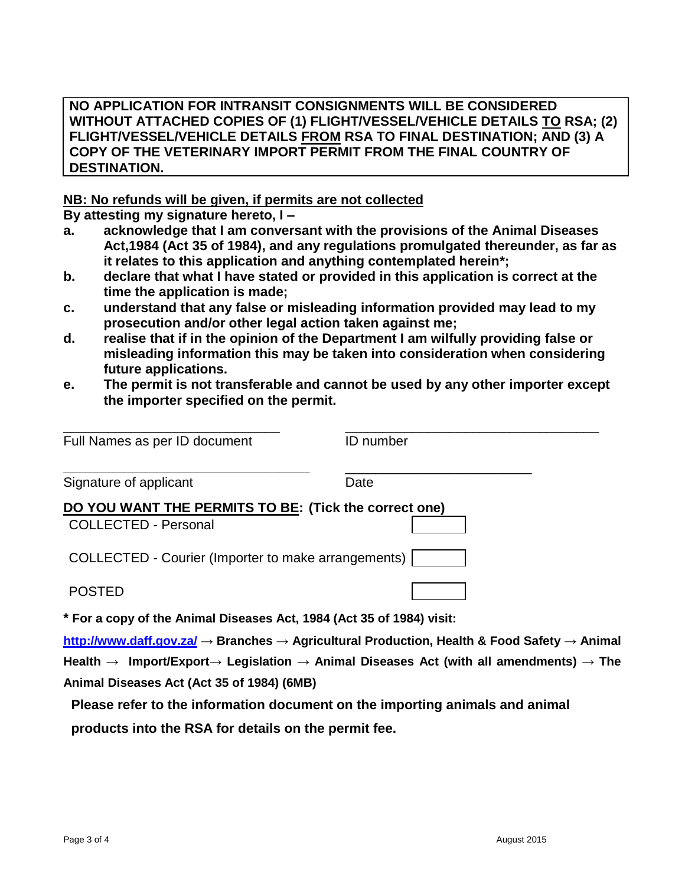**NO APPLICATION FOR INTRANSIT CONSIGNMENTS WILL BE CONSIDERED WITHOUT ATTACHED COPIES OF (1) FLIGHT/VESSEL/VEHICLE DETAILS TO RSA; (2) FLIGHT/VESSEL/VEHICLE DETAILS FROM RSA TO FINAL DESTINATION; AND (3) A COPY OF THE VETERINARY IMPORT PERMIT FROM THE FINAL COUNTRY OF DESTINATION.**

**NB: No refunds will be given, if permits are not collected**

**By attesting my signature hereto, I –**

- **a.** **acknowledge that I am conversant with the provisions of the Animal Diseases Act,1984 (Act 35 of 1984), and any regulations promulgated thereunder, as far as it relates to this application and anything contemplated herein*;**
- **b.** **declare that what I have stated or provided in this application is correct at the time the application is made;**
- **c.** **understand that any false or misleading information provided may lead to my prosecution and/or other legal action taken against me;**
- **d.** **realise that if in the opinion of the Department I am wilfully providing false or misleading information this may be taken into consideration when considering future applications.**
- **e.** **The permit is not transferable and cannot be used by any other importer except the importer specified on the permit.**

| | |
|---|---|
| ______________________________ | ______________________________ |
| Full Names as per ID document | ID number |
| ______________________________ | ______________________________ |
| Signature of applicant | Date |

**DO YOU WANT THE PERMITS TO BE: (Tick the correct one)**

| | |
|---|---|
| COLLECTED - Personal | ☐ |
| COLLECTED - Courier (Importer to make arrangements) | ☐ |
| POSTED | ☐ |

**\* For a copy of the Animal Diseases Act, 1984 (Act 35 of 1984) visit:**

**http://www.daff.gov.za/ → Branches → Agricultural Production, Health & Food Safety → Animal Health → Import/Export→ Legislation → Animal Diseases Act (with all amendments) → The Animal Diseases Act (Act 35 of 1984) (6MB)**

**Please refer to the information document on the importing animals and animal products into the RSA for details on the permit fee.**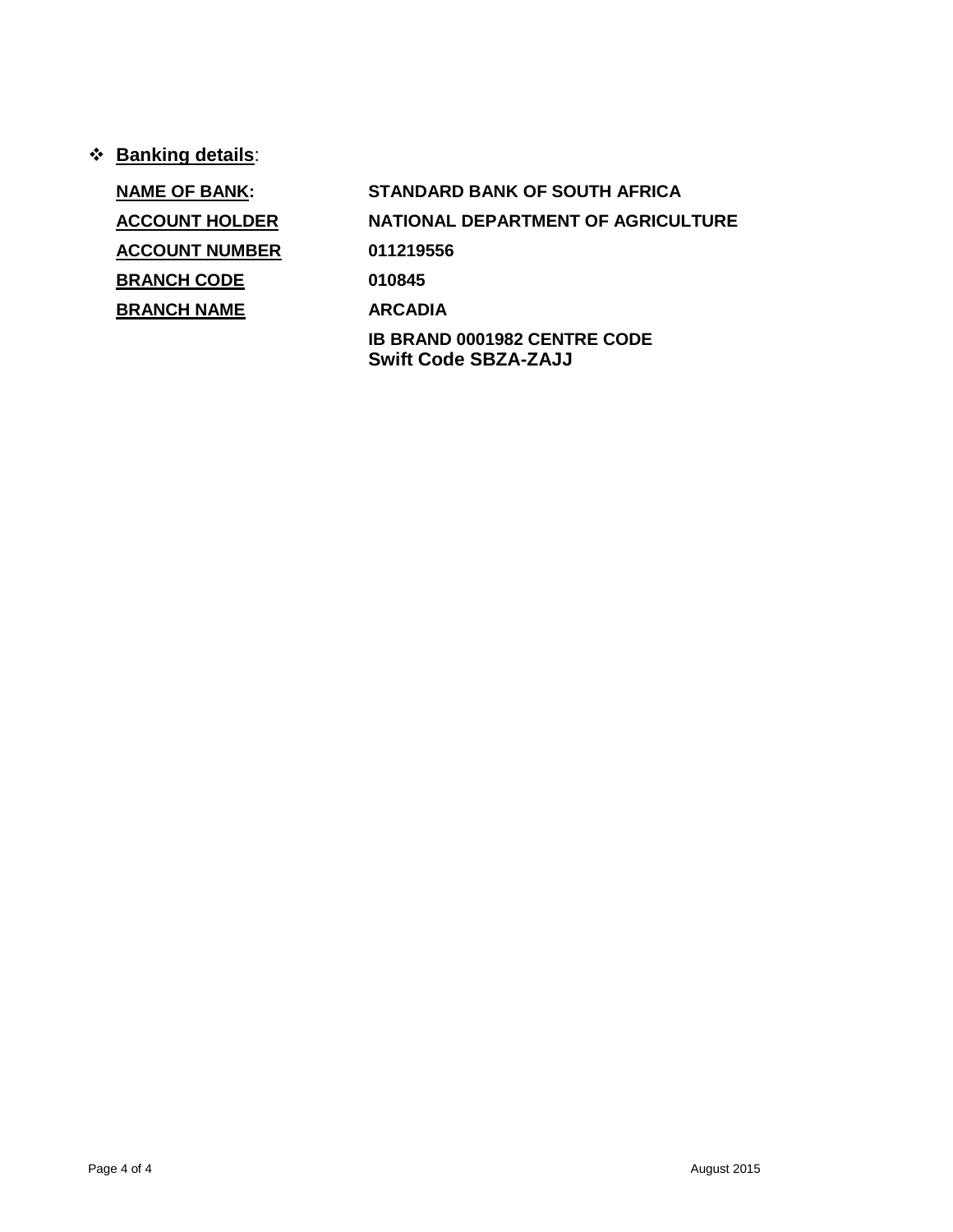- **Banking details**:

| | |
|---|---|
| **NAME OF BANK:** | **STANDARD BANK OF SOUTH AFRICA** |
| **ACCOUNT HOLDER** | **NATIONAL DEPARTMENT OF AGRICULTURE** |
| **ACCOUNT NUMBER** | **011219556** |
| **BRANCH CODE** | **010845** |
| **BRANCH NAME** | **ARCADIA** |
| | **IB BRAND 0001982 CENTRE CODE**<br>**Swift Code SBZA-ZAJJ** |